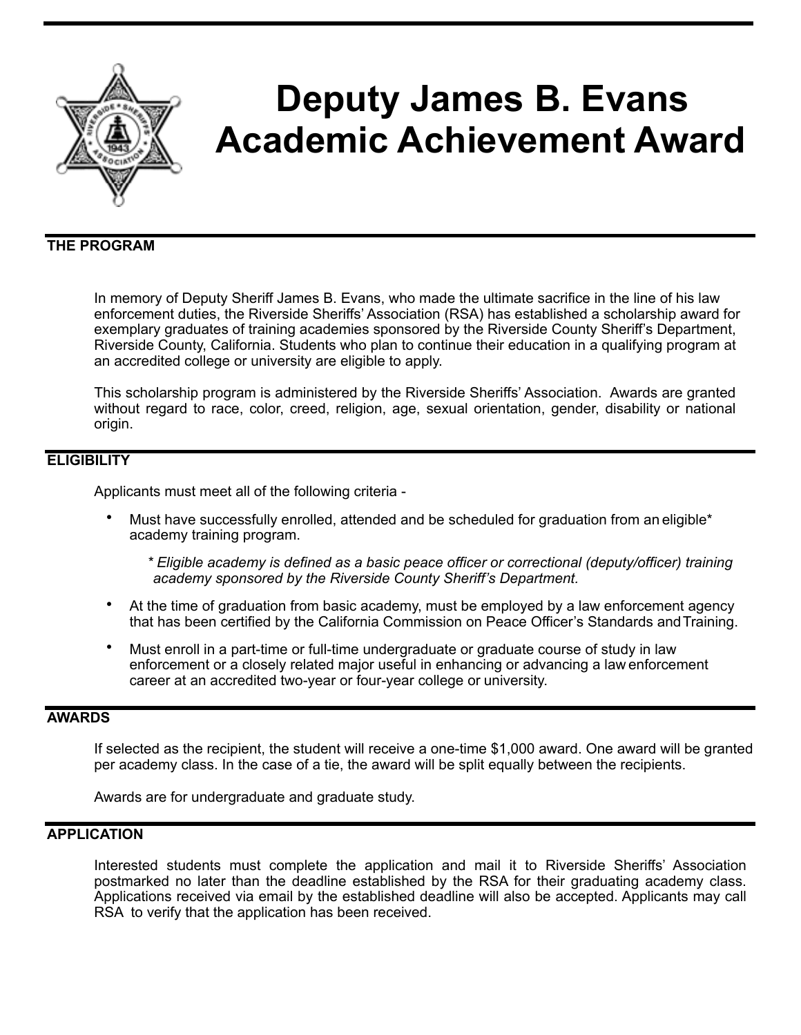# Deputy James B. Evans Academic Achievement Award

## THE PROGRAM

In memory of Deputy Sheriff James B. Evans, who made the ultimate sacrifice in the line of his law enforcement duties, the Riverside Sheriffs' Association (RSA) has established a scholarship award for exemplary graduates of training academies sponsored by the Riverside County Sheriff's Department, Riverside County, California. Students who plan to continue their education in a qualifying program at an accredited college or university are eligible to apply.

This scholarship program is administered by the Riverside Sheriffs' Association. Awards are granted without regard to race, color, creed, religion, age, sexual orientation, gender, disability or national origin.

## ELIGIBILITY

Applicants must meet all of the following criteria -

- Must have successfully enrolled, attended and be scheduled for graduation from an eligible* academy training program.

  *\* Eligible academy is defined as a basic peace officer or correctional (deputy/officer) training academy sponsored by the Riverside County Sheriff's Department.*

- At the time of graduation from basic academy, must be employed by a law enforcement agency that has been certified by the California Commission on Peace Officer's Standards and Training.
- Must enroll in a part-time or full-time undergraduate or graduate course of study in law enforcement or a closely related major useful in enhancing or advancing a law enforcement career at an accredited two-year or four-year college or university.

## AWARDS

If selected as the recipient, the student will receive a one-time $1,000 award. One award will be granted per academy class. In the case of a tie, the award will be split equally between the recipients.

Awards are for undergraduate and graduate study.

## APPLICATION

Interested students must complete the application and mail it to Riverside Sheriffs' Association postmarked no later than the deadline established by the RSA for their graduating academy class. Applications received via email by the established deadline will also be accepted. Applicants may call RSA to verify that the application has been received.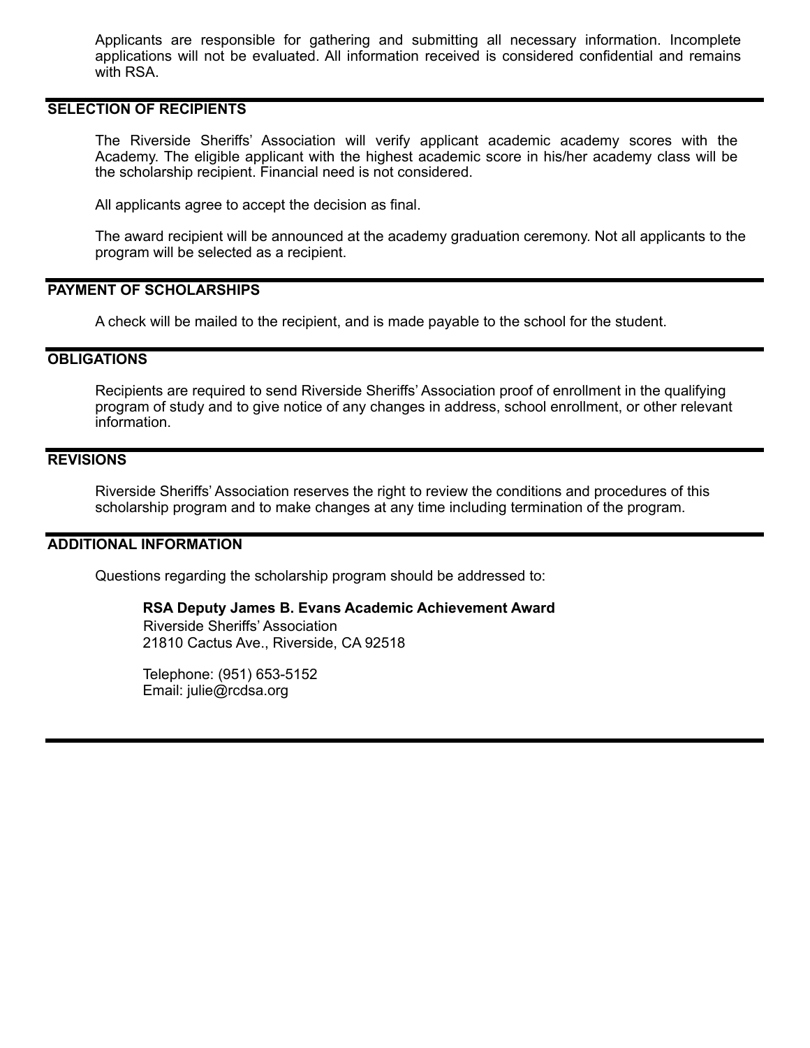Applicants are responsible for gathering and submitting all necessary information. Incomplete applications will not be evaluated. All information received is considered confidential and remains with RSA.

## SELECTION OF RECIPIENTS

The Riverside Sheriffs' Association will verify applicant academic academy scores with the Academy. The eligible applicant with the highest academic score in his/her academy class will be the scholarship recipient. Financial need is not considered.

All applicants agree to accept the decision as final.

The award recipient will be announced at the academy graduation ceremony. Not all applicants to the program will be selected as a recipient.

## PAYMENT OF SCHOLARSHIPS

A check will be mailed to the recipient, and is made payable to the school for the student.

## OBLIGATIONS

Recipients are required to send Riverside Sheriffs' Association proof of enrollment in the qualifying program of study and to give notice of any changes in address, school enrollment, or other relevant information.

## REVISIONS

Riverside Sheriffs' Association reserves the right to review the conditions and procedures of this scholarship program and to make changes at any time including termination of the program.

## ADDITIONAL INFORMATION

Questions regarding the scholarship program should be addressed to:

**RSA Deputy James B. Evans Academic Achievement Award**
Riverside Sheriffs' Association
21810 Cactus Ave., Riverside, CA 92518

Telephone: (951) 653-5152
Email: julie@rcdsa.org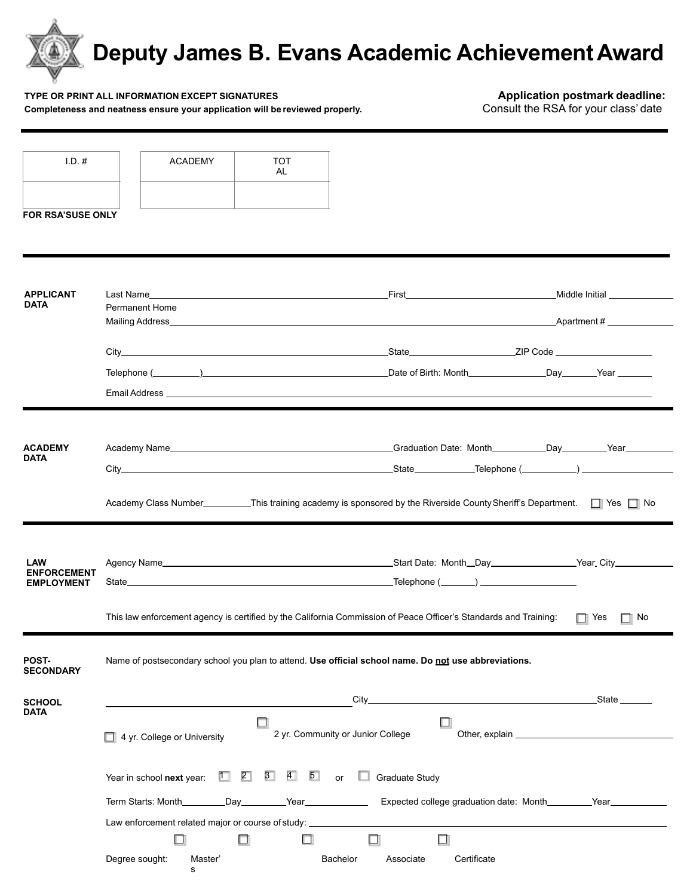# Deputy James B. Evans Academic Achievement Award

**TYPE OR PRINT ALL INFORMATION EXCEPT SIGNATURES**
**Completeness and neatness ensure your application will be reviewed properly.**

**Application postmark deadline:**
Consult the RSA for your class' date

| I.D. # | ACADEMY | TOTAL |
|---|---|---|
| | | |

**FOR RSA'S USE ONLY**

---

**APPLICANT DATA**

Last Name______________________ First______________________ Middle Initial __________

Permanent Home Mailing Address______________________ Apartment # __________

City______________________ State__________ ZIP Code __________

Telephone (_______)______________________ Date of Birth: Month__________ Day______ Year ______

Email Address ______________________

---

**ACADEMY DATA**

Academy Name______________________ Graduation Date: Month__________ Day________ Year________

City______________________ State__________ Telephone (_________) __________

Academy Class Number________ This training academy is sponsored by the Riverside County Sheriff's Department. ☐ Yes ☐ No

---

**LAW ENFORCEMENT EMPLOYMENT**

Agency Name______________________ Start Date: Month__ Day__________ Year_ City__________

State______________________ Telephone (______) __________

This law enforcement agency is certified by the California Commission of Peace Officer's Standards and Training: ☐ Yes ☐ No

---

**POST-SECONDARY SCHOOL DATA**

Name of postsecondary school you plan to attend. **Use official school name. Do <u>not</u> use abbreviations.**

______________________ City______________________ State ______

☐ 4 yr. College or University ☐ 2 yr. Community or Junior College ☐ Other, explain ______________________

Year in school **next** year: ☐ 1 ☐ 2 ☐ 3 ☐ 4 ☐ 5 or ☐ Graduate Study

Term Starts: Month________ Day________ Year__________ Expected college graduation date: Month________ Year__________

Law enforcement related major or course of study: ______________________

Degree sought: ☐ Master's ☐ ☐ Bachelor ☐ Associate ☐ Certificate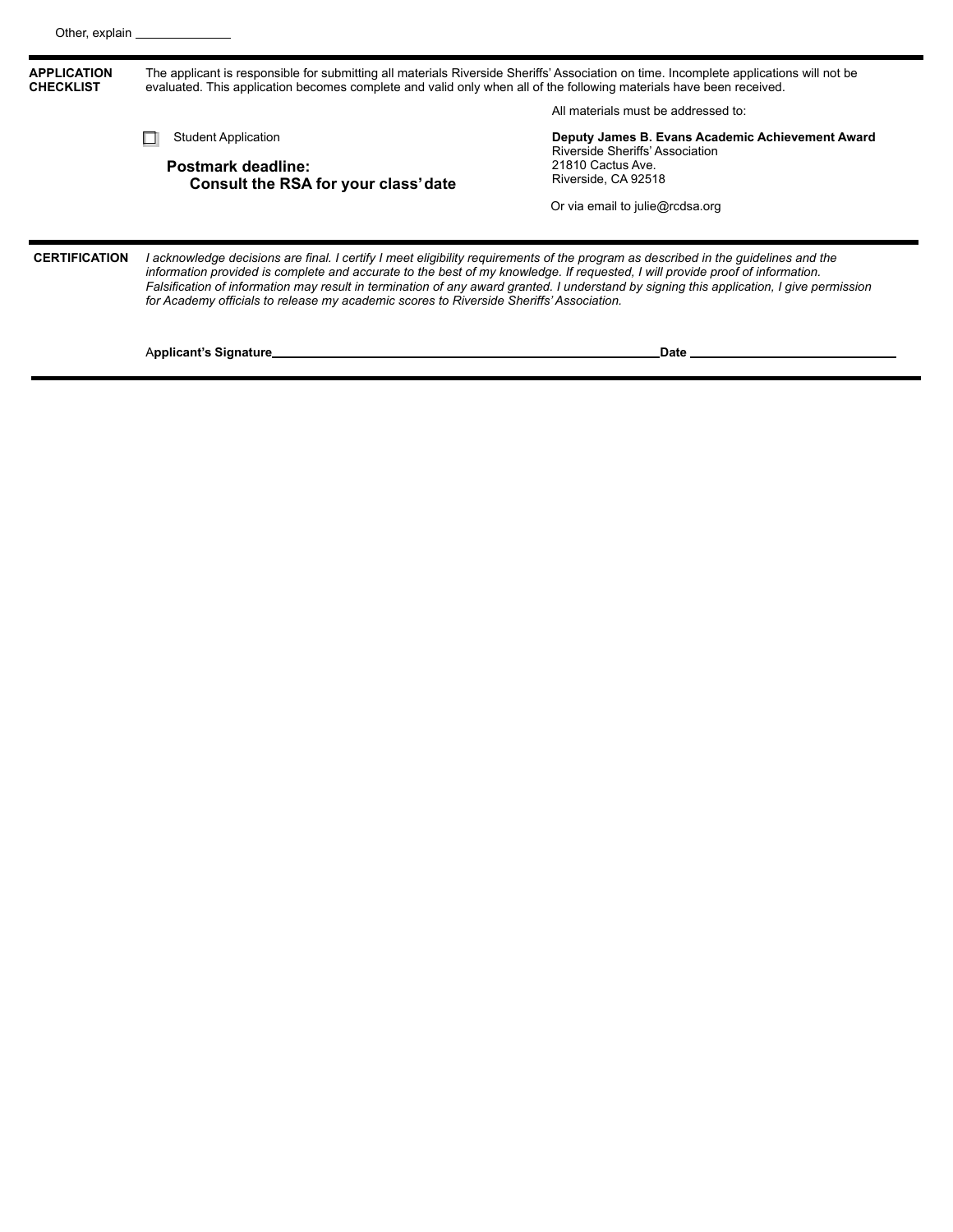Other, explain ______________

---

**APPLICATION CHECKLIST**

The applicant is responsible for submitting all materials Riverside Sheriffs' Association on time. Incomplete applications will not be evaluated. This application becomes complete and valid only when all of the following materials have been received.

- [ ] Student Application

**Postmark deadline:**
**Consult the RSA for your class' date**

All materials must be addressed to:

**Deputy James B. Evans Academic Achievement Award**
Riverside Sheriffs' Association
21810 Cactus Ave.
Riverside, CA 92518

Or via email to julie@rcdsa.org

---

**CERTIFICATION**

*I acknowledge decisions are final. I certify I meet eligibility requirements of the program as described in the guidelines and the information provided is complete and accurate to the best of my knowledge. If requested, I will provide proof of information. Falsification of information may result in termination of any award granted. I understand by signing this application, I give permission for Academy officials to release my academic scores to Riverside Sheriffs' Association.*

**Applicant's Signature**______________________________ **Date** ____________________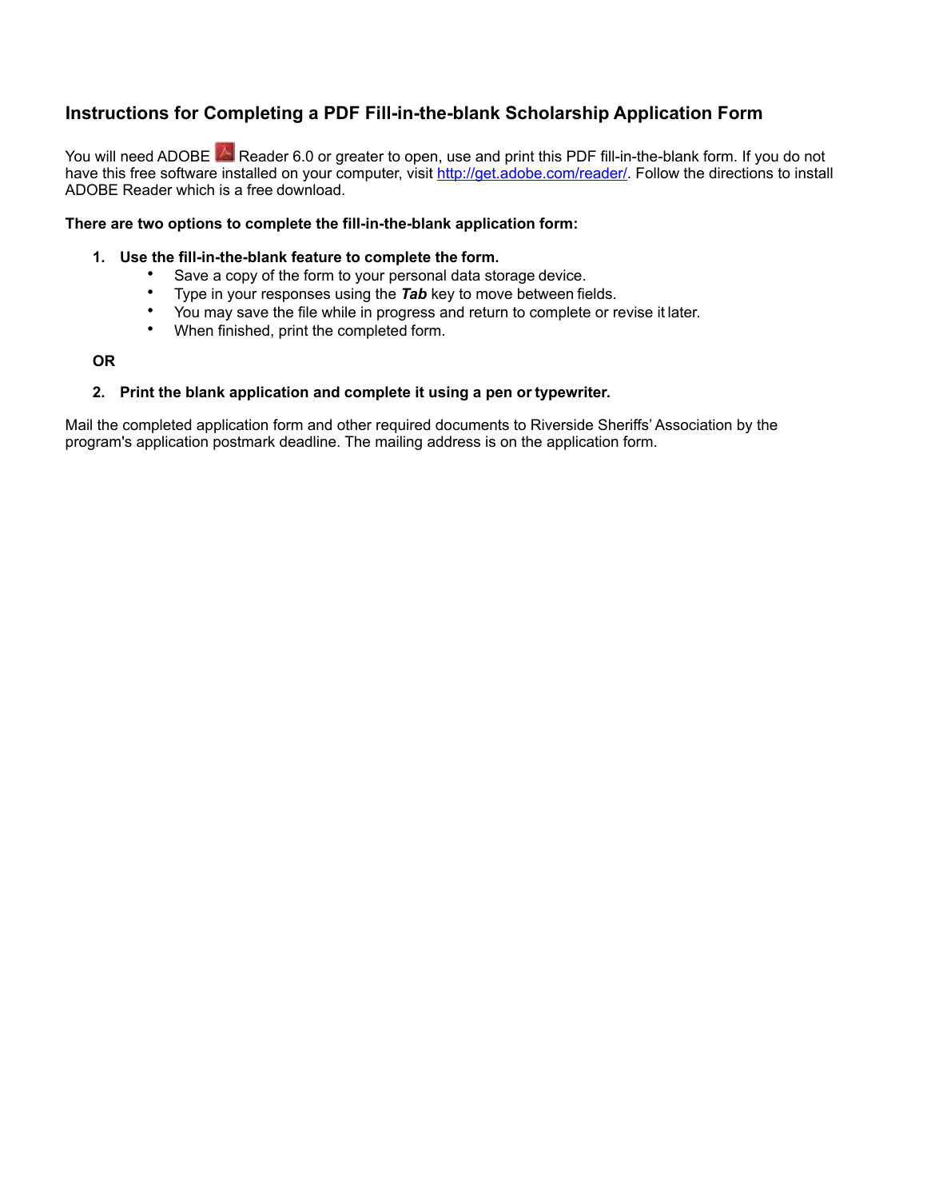## Instructions for Completing a PDF Fill-in-the-blank Scholarship Application Form

You will need ADOBE Reader 6.0 or greater to open, use and print this PDF fill-in-the-blank form. If you do not have this free software installed on your computer, visit [http://get.adobe.com/reader/](http://get.adobe.com/reader/). Follow the directions to install ADOBE Reader which is a free download.

**There are two options to complete the fill-in-the-blank application form:**

1. **Use the fill-in-the-blank feature to complete the form.**
   - Save a copy of the form to your personal data storage device.
   - Type in your responses using the ***Tab*** key to move between fields.
   - You may save the file while in progress and return to complete or revise it later.
   - When finished, print the completed form.

**OR**

2. **Print the blank application and complete it using a pen or typewriter.**

Mail the completed application form and other required documents to Riverside Sheriffs' Association by the program's application postmark deadline. The mailing address is on the application form.